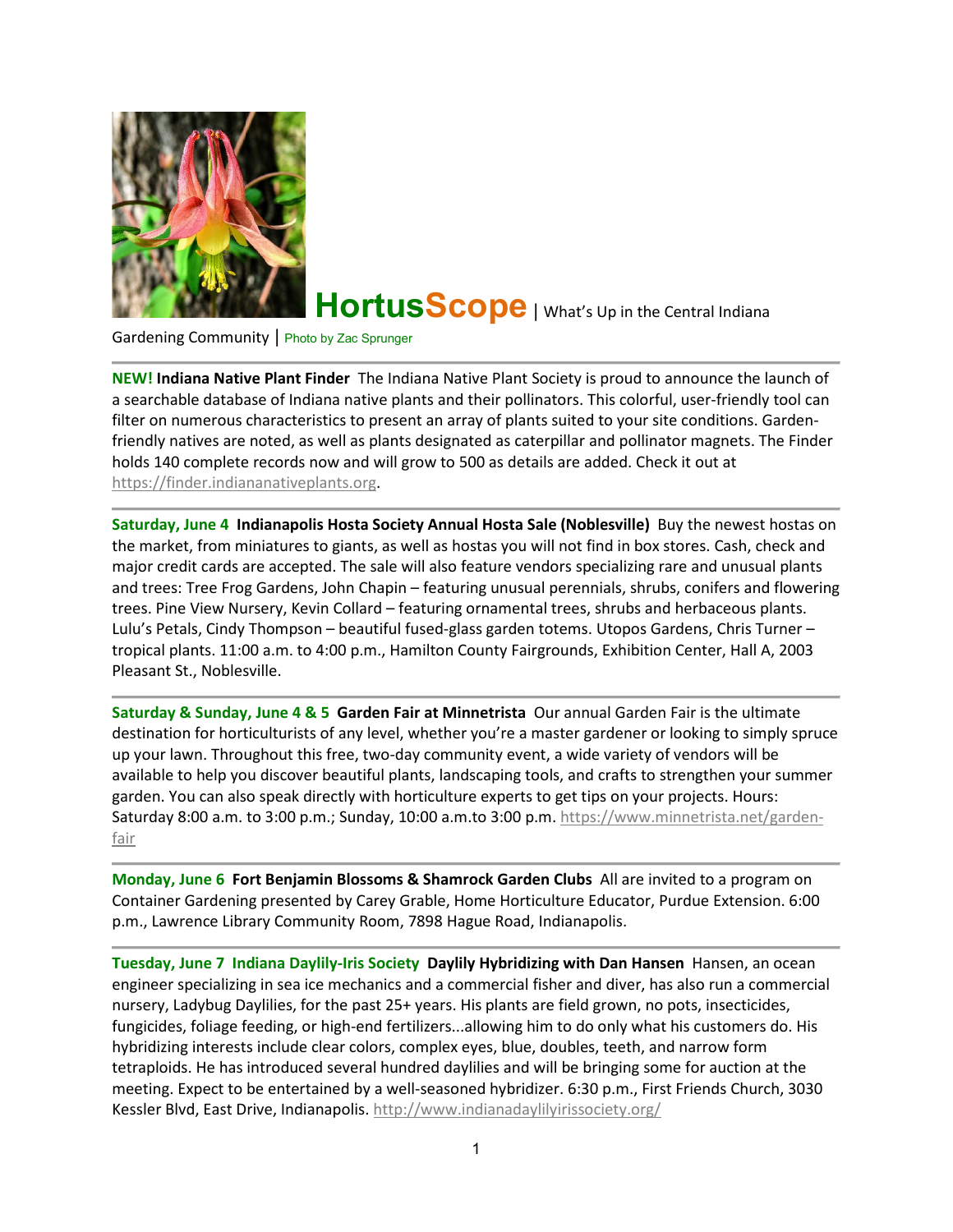# HortusScope | What's Up in the Central Indiana Gardening Community | Photo by Zac Sprunger

---

**NEW! Indiana Native Plant Finder** The Indiana Native Plant Society is proud to announce the launch of a searchable database of Indiana native plants and their pollinators. This colorful, user-friendly tool can filter on numerous characteristics to present an array of plants suited to your site conditions. Garden-friendly natives are noted, as well as plants designated as caterpillar and pollinator magnets. The Finder holds 140 complete records now and will grow to 500 as details are added. Check it out at https://finder.indiananativeplants.org.

---

**Saturday, June 4 Indianapolis Hosta Society Annual Hosta Sale (Noblesville)** Buy the newest hostas on the market, from miniatures to giants, as well as hostas you will not find in box stores. Cash, check and major credit cards are accepted. The sale will also feature vendors specializing rare and unusual plants and trees: Tree Frog Gardens, John Chapin – featuring unusual perennials, shrubs, conifers and flowering trees. Pine View Nursery, Kevin Collard – featuring ornamental trees, shrubs and herbaceous plants. Lulu's Petals, Cindy Thompson – beautiful fused-glass garden totems. Utopos Gardens, Chris Turner – tropical plants. 11:00 a.m. to 4:00 p.m., Hamilton County Fairgrounds, Exhibition Center, Hall A, 2003 Pleasant St., Noblesville.

---

**Saturday & Sunday, June 4 & 5 Garden Fair at Minnetrista** Our annual Garden Fair is the ultimate destination for horticulturists of any level, whether you're a master gardener or looking to simply spruce up your lawn. Throughout this free, two-day community event, a wide variety of vendors will be available to help you discover beautiful plants, landscaping tools, and crafts to strengthen your summer garden. You can also speak directly with horticulture experts to get tips on your projects. Hours: Saturday 8:00 a.m. to 3:00 p.m.; Sunday, 10:00 a.m.to 3:00 p.m. https://www.minnetrista.net/garden-fair

---

**Monday, June 6 Fort Benjamin Blossoms & Shamrock Garden Clubs** All are invited to a program on Container Gardening presented by Carey Grable, Home Horticulture Educator, Purdue Extension. 6:00 p.m., Lawrence Library Community Room, 7898 Hague Road, Indianapolis.

---

**Tuesday, June 7 Indiana Daylily-Iris Society Daylily Hybridizing with Dan Hansen** Hansen, an ocean engineer specializing in sea ice mechanics and a commercial fisher and diver, has also run a commercial nursery, Ladybug Daylilies, for the past 25+ years. His plants are field grown, no pots, insecticides, fungicides, foliage feeding, or high-end fertilizers...allowing him to do only what his customers do. His hybridizing interests include clear colors, complex eyes, blue, doubles, teeth, and narrow form tetraploids. He has introduced several hundred daylilies and will be bringing some for auction at the meeting. Expect to be entertained by a well-seasoned hybridizer. 6:30 p.m., First Friends Church, 3030 Kessler Blvd, East Drive, Indianapolis. http://www.indianadaylilyirissociety.org/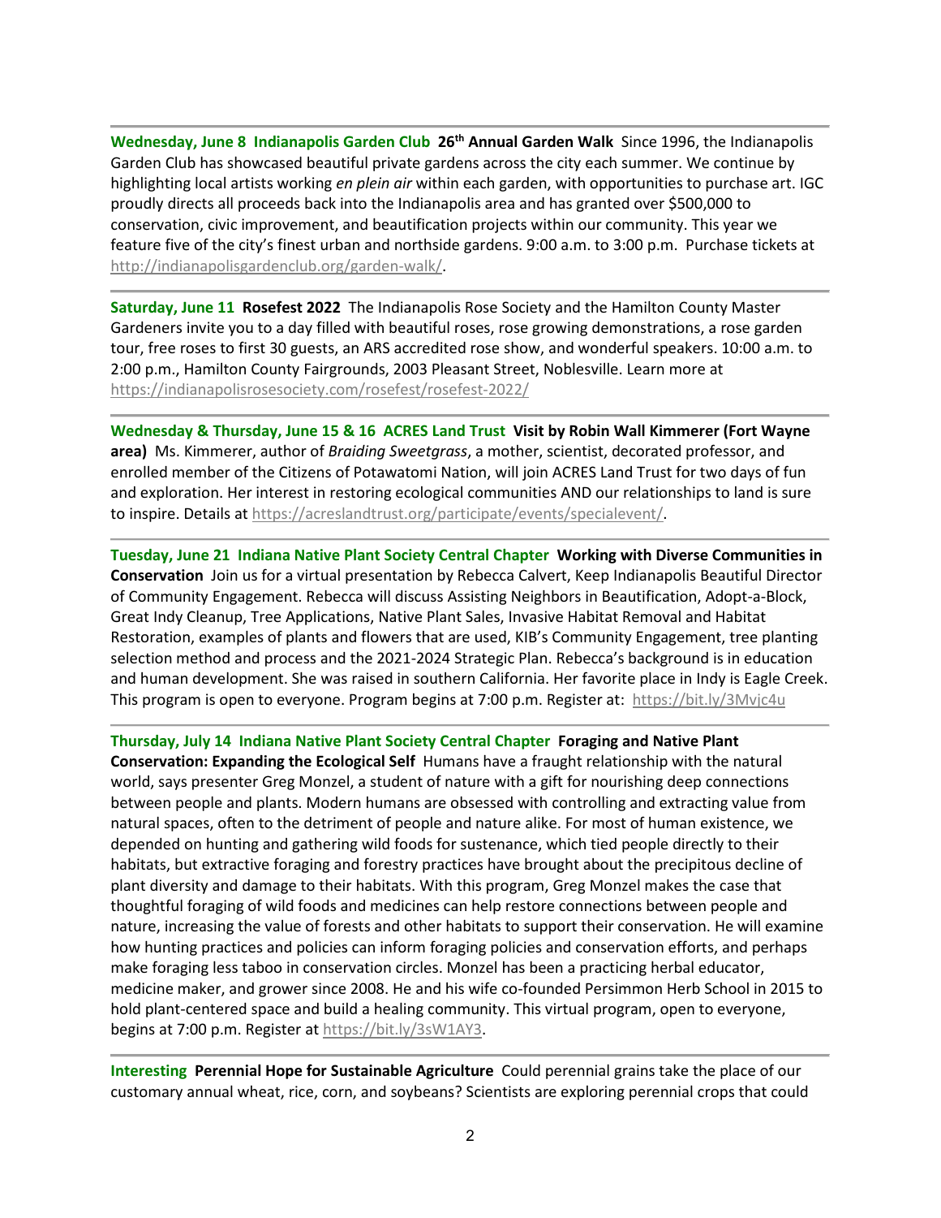---

**Wednesday, June 8 Indianapolis Garden Club 26th Annual Garden Walk** Since 1996, the Indianapolis Garden Club has showcased beautiful private gardens across the city each summer. We continue by highlighting local artists working *en plein air* within each garden, with opportunities to purchase art. IGC proudly directs all proceeds back into the Indianapolis area and has granted over $500,000 to conservation, civic improvement, and beautification projects within our community. This year we feature five of the city's finest urban and northside gardens. 9:00 a.m. to 3:00 p.m. Purchase tickets at http://indianapolisgardenclub.org/garden-walk/.

---

**Saturday, June 11 Rosefest 2022** The Indianapolis Rose Society and the Hamilton County Master Gardeners invite you to a day filled with beautiful roses, rose growing demonstrations, a rose garden tour, free roses to first 30 guests, an ARS accredited rose show, and wonderful speakers. 10:00 a.m. to 2:00 p.m., Hamilton County Fairgrounds, 2003 Pleasant Street, Noblesville. Learn more at https://indianapolisrosesociety.com/rosefest/rosefest-2022/

---

**Wednesday & Thursday, June 15 & 16 ACRES Land Trust Visit by Robin Wall Kimmerer (Fort Wayne area)** Ms. Kimmerer, author of *Braiding Sweetgrass*, a mother, scientist, decorated professor, and enrolled member of the Citizens of Potawatomi Nation, will join ACRES Land Trust for two days of fun and exploration. Her interest in restoring ecological communities AND our relationships to land is sure to inspire. Details at https://acreslandtrust.org/participate/events/specialevent/.

---

**Tuesday, June 21 Indiana Native Plant Society Central Chapter Working with Diverse Communities in Conservation** Join us for a virtual presentation by Rebecca Calvert, Keep Indianapolis Beautiful Director of Community Engagement. Rebecca will discuss Assisting Neighbors in Beautification, Adopt-a-Block, Great Indy Cleanup, Tree Applications, Native Plant Sales, Invasive Habitat Removal and Habitat Restoration, examples of plants and flowers that are used, KIB's Community Engagement, tree planting selection method and process and the 2021-2024 Strategic Plan. Rebecca's background is in education and human development. She was raised in southern California. Her favorite place in Indy is Eagle Creek. This program is open to everyone. Program begins at 7:00 p.m. Register at: https://bit.ly/3Mvjc4u

---

**Thursday, July 14 Indiana Native Plant Society Central Chapter Foraging and Native Plant Conservation: Expanding the Ecological Self** Humans have a fraught relationship with the natural world, says presenter Greg Monzel, a student of nature with a gift for nourishing deep connections between people and plants. Modern humans are obsessed with controlling and extracting value from natural spaces, often to the detriment of people and nature alike. For most of human existence, we depended on hunting and gathering wild foods for sustenance, which tied people directly to their habitats, but extractive foraging and forestry practices have brought about the precipitous decline of plant diversity and damage to their habitats. With this program, Greg Monzel makes the case that thoughtful foraging of wild foods and medicines can help restore connections between people and nature, increasing the value of forests and other habitats to support their conservation. He will examine how hunting practices and policies can inform foraging policies and conservation efforts, and perhaps make foraging less taboo in conservation circles. Monzel has been a practicing herbal educator, medicine maker, and grower since 2008. He and his wife co-founded Persimmon Herb School in 2015 to hold plant-centered space and build a healing community. This virtual program, open to everyone, begins at 7:00 p.m. Register at https://bit.ly/3sW1AY3.

---

**Interesting Perennial Hope for Sustainable Agriculture** Could perennial grains take the place of our customary annual wheat, rice, corn, and soybeans? Scientists are exploring perennial crops that could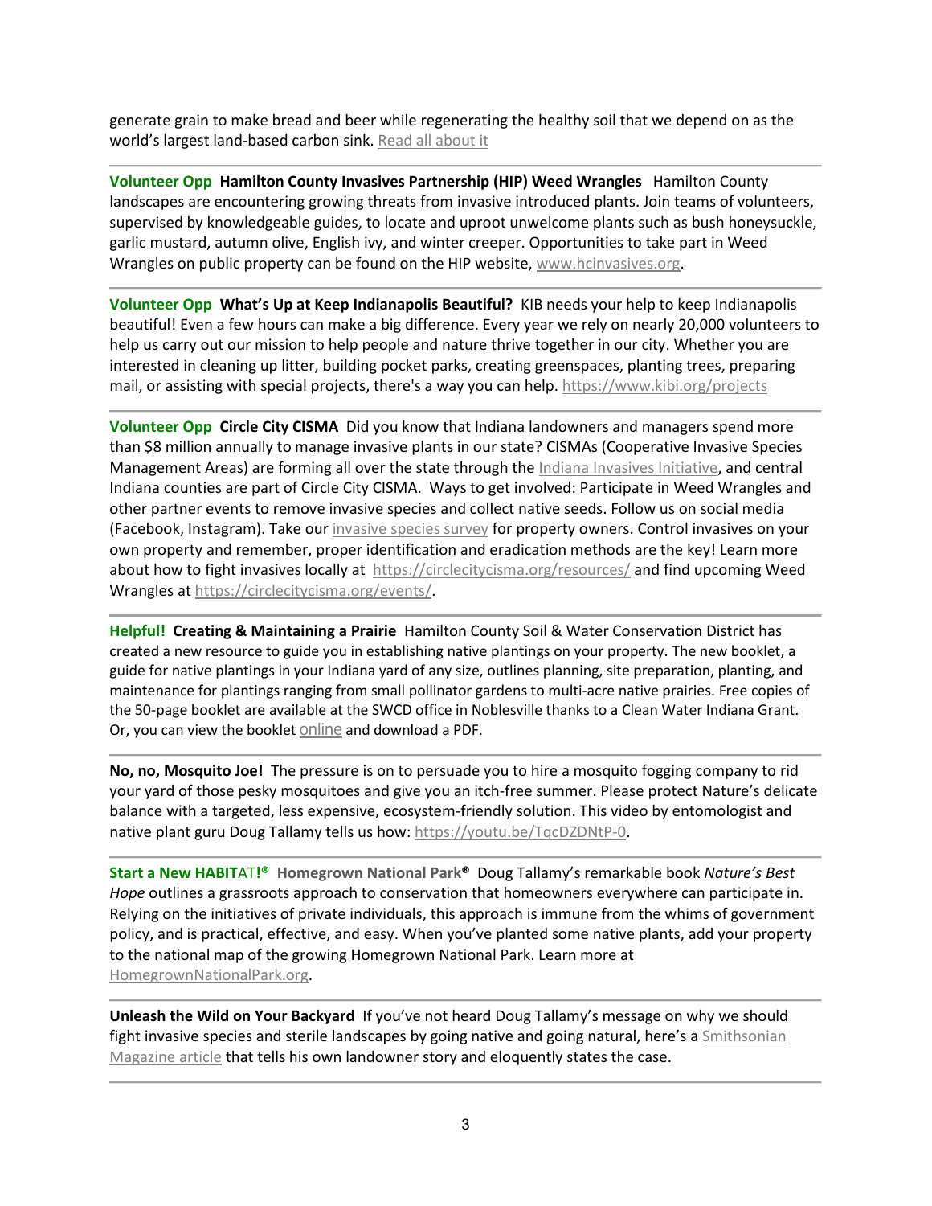generate grain to make bread and beer while regenerating the healthy soil that we depend on as the world's largest land-based carbon sink. Read all about it

---

**Volunteer Opp Hamilton County Invasives Partnership (HIP) Weed Wrangles** Hamilton County landscapes are encountering growing threats from invasive introduced plants. Join teams of volunteers, supervised by knowledgeable guides, to locate and uproot unwelcome plants such as bush honeysuckle, garlic mustard, autumn olive, English ivy, and winter creeper. Opportunities to take part in Weed Wrangles on public property can be found on the HIP website, www.hcinvasives.org.

---

**Volunteer Opp What's Up at Keep Indianapolis Beautiful?** KIB needs your help to keep Indianapolis beautiful! Even a few hours can make a big difference. Every year we rely on nearly 20,000 volunteers to help us carry out our mission to help people and nature thrive together in our city. Whether you are interested in cleaning up litter, building pocket parks, creating greenspaces, planting trees, preparing mail, or assisting with special projects, there's a way you can help. https://www.kibi.org/projects

---

**Volunteer Opp Circle City CISMA** Did you know that Indiana landowners and managers spend more than $8 million annually to manage invasive plants in our state? CISMAs (Cooperative Invasive Species Management Areas) are forming all over the state through the Indiana Invasives Initiative, and central Indiana counties are part of Circle City CISMA. Ways to get involved: Participate in Weed Wrangles and other partner events to remove invasive species and collect native seeds. Follow us on social media (Facebook, Instagram). Take our invasive species survey for property owners. Control invasives on your own property and remember, proper identification and eradication methods are the key! Learn more about how to fight invasives locally at https://circlecitycisma.org/resources/ and find upcoming Weed Wrangles at https://circlecitycisma.org/events/.

---

**Helpful! Creating & Maintaining a Prairie** Hamilton County Soil & Water Conservation District has created a new resource to guide you in establishing native plantings on your property. The new booklet, a guide for native plantings in your Indiana yard of any size, outlines planning, site preparation, planting, and maintenance for plantings ranging from small pollinator gardens to multi-acre native prairies. Free copies of the 50-page booklet are available at the SWCD office in Noblesville thanks to a Clean Water Indiana Grant. Or, you can view the booklet online and download a PDF.

---

**No, no, Mosquito Joe!** The pressure is on to persuade you to hire a mosquito fogging company to rid your yard of those pesky mosquitoes and give you an itch-free summer. Please protect Nature's delicate balance with a targeted, less expensive, ecosystem-friendly solution. This video by entomologist and native plant guru Doug Tallamy tells us how: https://youtu.be/TqcDZDNtP-0.

---

**Start a New HABITAT!® Homegrown National Park®** Doug Tallamy's remarkable book *Nature's Best Hope* outlines a grassroots approach to conservation that homeowners everywhere can participate in. Relying on the initiatives of private individuals, this approach is immune from the whims of government policy, and is practical, effective, and easy. When you've planted some native plants, add your property to the national map of the growing Homegrown National Park. Learn more at HomegrownNationalPark.org.

---

**Unleash the Wild on Your Backyard** If you've not heard Doug Tallamy's message on why we should fight invasive species and sterile landscapes by going native and going natural, here's a Smithsonian Magazine article that tells his own landowner story and eloquently states the case.

---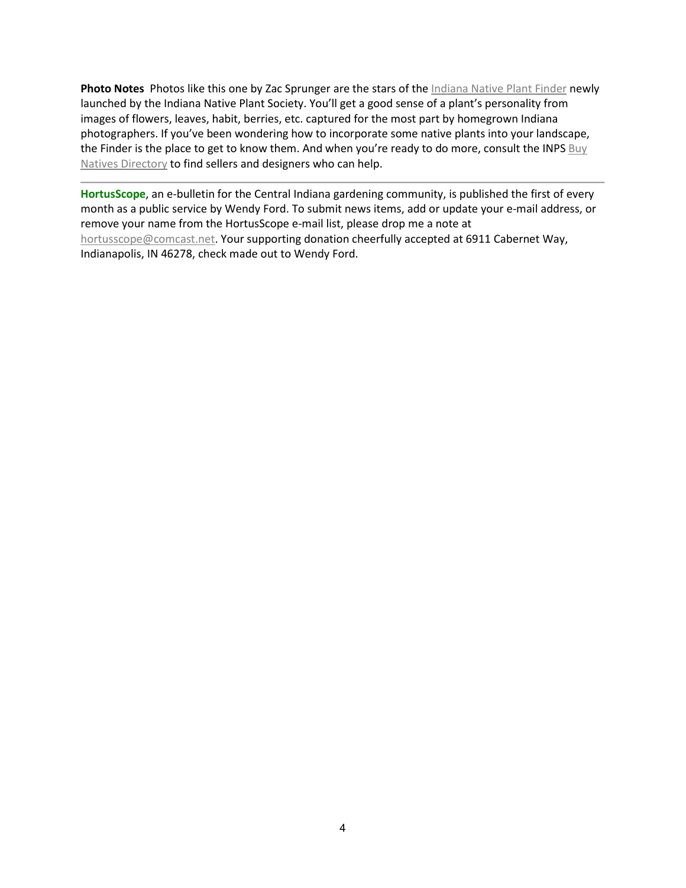**Photo Notes** Photos like this one by Zac Sprunger are the stars of the Indiana Native Plant Finder newly launched by the Indiana Native Plant Society. You'll get a good sense of a plant's personality from images of flowers, leaves, habit, berries, etc. captured for the most part by homegrown Indiana photographers. If you've been wondering how to incorporate some native plants into your landscape, the Finder is the place to get to know them. And when you're ready to do more, consult the INPS Buy Natives Directory to find sellers and designers who can help.

---

**HortusScope**, an e-bulletin for the Central Indiana gardening community, is published the first of every month as a public service by Wendy Ford. To submit news items, add or update your e-mail address, or remove your name from the HortusScope e-mail list, please drop me a note at hortusscope@comcast.net. Your supporting donation cheerfully accepted at 6911 Cabernet Way, Indianapolis, IN 46278, check made out to Wendy Ford.